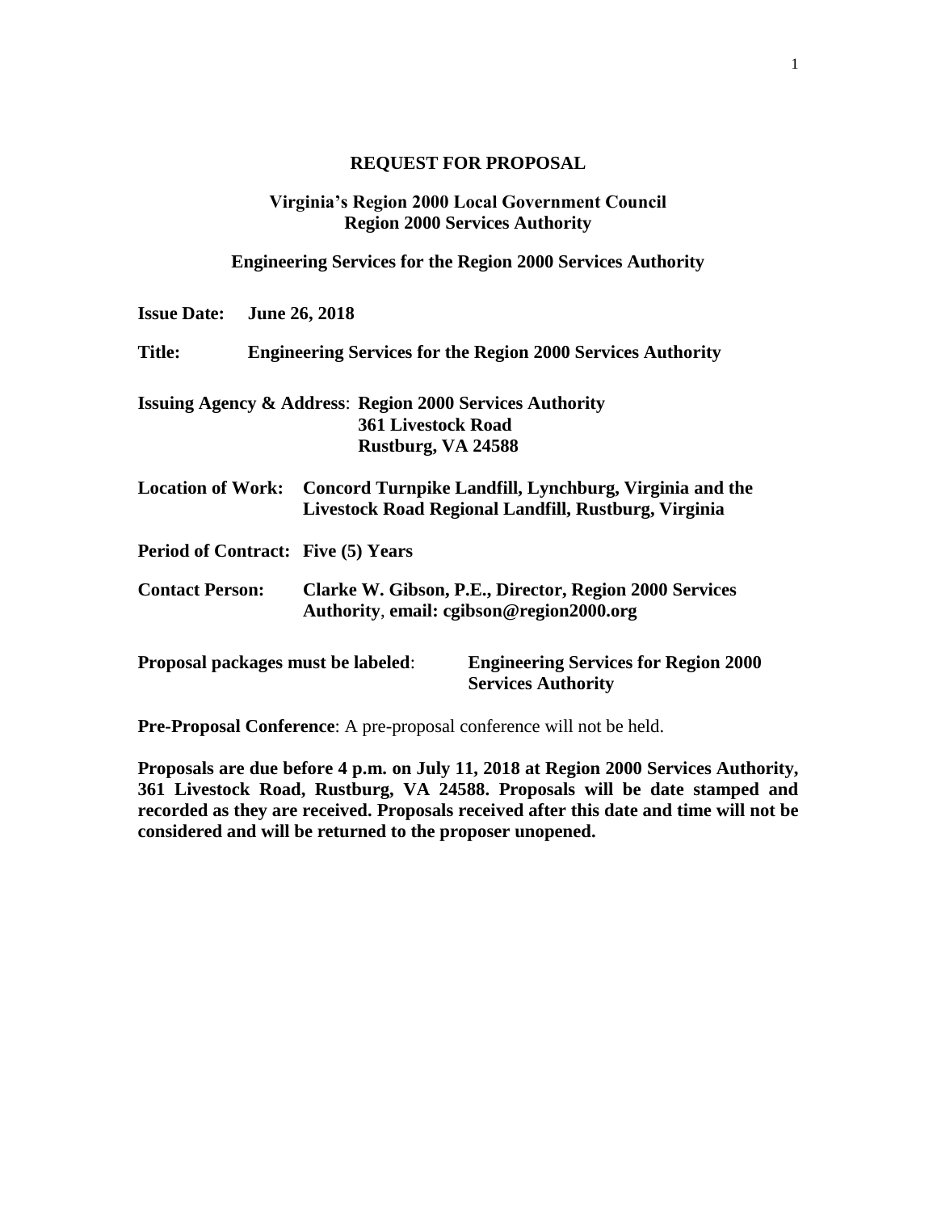# REQUEST FOR PROPOSAL

## Virginia's Region 2000 Local Government Council
## Region 2000 Services Authority

### Engineering Services for the Region 2000 Services Authority

**Issue Date:** **June 26, 2018**

**Title:** **Engineering Services for the Region 2000 Services Authority**

**Issuing Agency & Address**: **Region 2000 Services Authority**
**361 Livestock Road**
**Rustburg, VA 24588**

**Location of Work:** **Concord Turnpike Landfill, Lynchburg, Virginia and the Livestock Road Regional Landfill, Rustburg, Virginia**

**Period of Contract:** **Five (5) Years**

**Contact Person:** **Clarke W. Gibson, P.E., Director, Region 2000 Services Authority**, **email: cgibson@region2000.org**

**Proposal packages must be labeled**: **Engineering Services for Region 2000 Services Authority**

**Pre-Proposal Conference**: A pre-proposal conference will not be held.

**Proposals are due before 4 p.m. on July 11, 2018 at Region 2000 Services Authority, 361 Livestock Road, Rustburg, VA 24588. Proposals will be date stamped and recorded as they are received. Proposals received after this date and time will not be considered and will be returned to the proposer unopened.**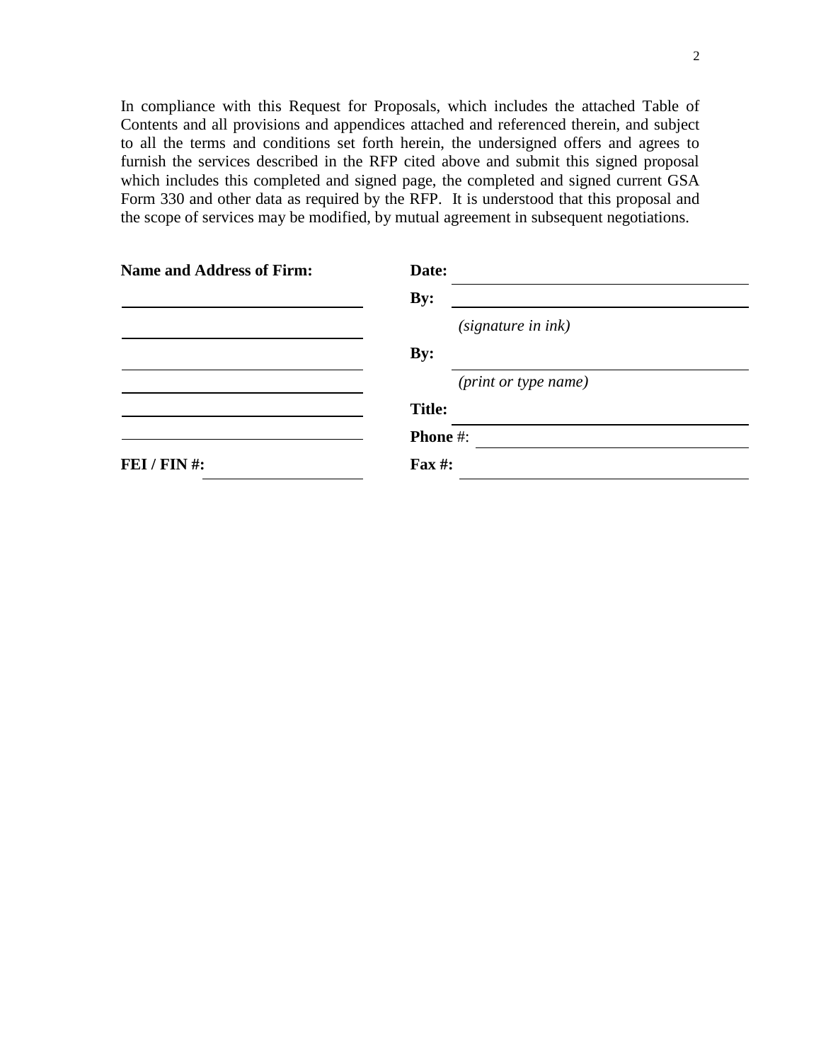In compliance with this Request for Proposals, which includes the attached Table of Contents and all provisions and appendices attached and referenced therein, and subject to all the terms and conditions set forth herein, the undersigned offers and agrees to furnish the services described in the RFP cited above and submit this signed proposal which includes this completed and signed page, the completed and signed current GSA Form 330 and other data as required by the RFP. It is understood that this proposal and the scope of services may be modified, by mutual agreement in subsequent negotiations.

| **Name and Address of Firm:** | **Date:** ______________________________ |
|---|---|
| ______________________________ | **By:** ______________________________ |
| ______________________________ | *(signature in ink)* |
| ______________________________ | **By:** ______________________________ |
| ______________________________ | *(print or type name)* |
| ______________________________ | **Title:** ______________________________ |
| ______________________________ | **Phone** #: ______________________________ |
| **FEI / FIN #:** ________________ | **Fax #:** ______________________________ |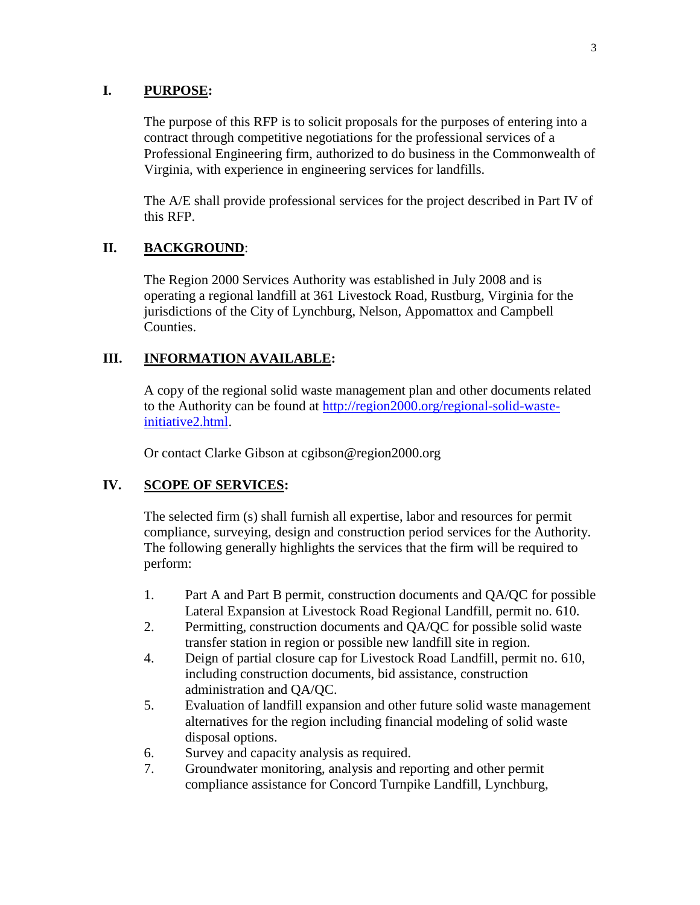## I. PURPOSE:

The purpose of this RFP is to solicit proposals for the purposes of entering into a contract through competitive negotiations for the professional services of a Professional Engineering firm, authorized to do business in the Commonwealth of Virginia, with experience in engineering services for landfills.

The A/E shall provide professional services for the project described in Part IV of this RFP.

## II. BACKGROUND:

The Region 2000 Services Authority was established in July 2008 and is operating a regional landfill at 361 Livestock Road, Rustburg, Virginia for the jurisdictions of the City of Lynchburg, Nelson, Appomattox and Campbell Counties.

## III. INFORMATION AVAILABLE:

A copy of the regional solid waste management plan and other documents related to the Authority can be found at http://region2000.org/regional-solid-waste-initiative2.html.

Or contact Clarke Gibson at cgibson@region2000.org

## IV. SCOPE OF SERVICES:

The selected firm (s) shall furnish all expertise, labor and resources for permit compliance, surveying, design and construction period services for the Authority. The following generally highlights the services that the firm will be required to perform:

1. Part A and Part B permit, construction documents and QA/QC for possible Lateral Expansion at Livestock Road Regional Landfill, permit no. 610.
2. Permitting, construction documents and QA/QC for possible solid waste transfer station in region or possible new landfill site in region.
4. Deign of partial closure cap for Livestock Road Landfill, permit no. 610, including construction documents, bid assistance, construction administration and QA/QC.
5. Evaluation of landfill expansion and other future solid waste management alternatives for the region including financial modeling of solid waste disposal options.
6. Survey and capacity analysis as required.
7. Groundwater monitoring, analysis and reporting and other permit compliance assistance for Concord Turnpike Landfill, Lynchburg,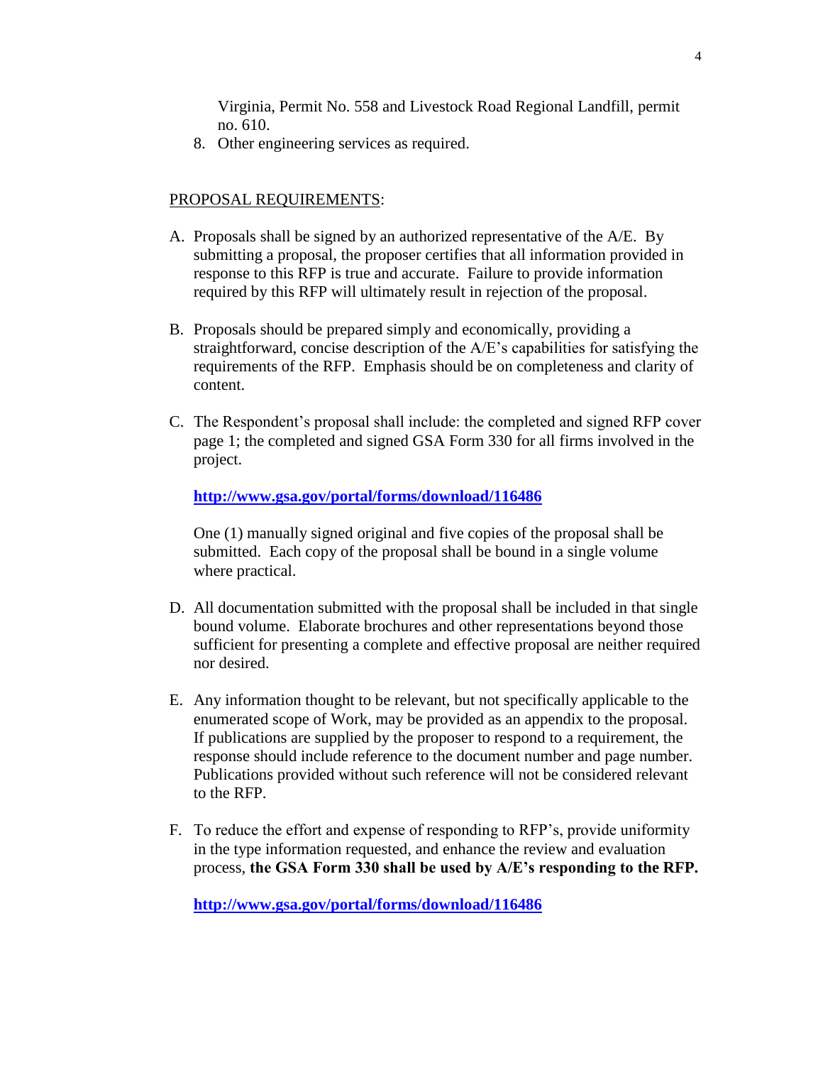Virginia, Permit No. 558 and Livestock Road Regional Landfill, permit no. 610.

8. Other engineering services as required.

PROPOSAL REQUIREMENTS:

A. Proposals shall be signed by an authorized representative of the A/E. By submitting a proposal, the proposer certifies that all information provided in response to this RFP is true and accurate. Failure to provide information required by this RFP will ultimately result in rejection of the proposal.

B. Proposals should be prepared simply and economically, providing a straightforward, concise description of the A/E's capabilities for satisfying the requirements of the RFP. Emphasis should be on completeness and clarity of content.

C. The Respondent's proposal shall include: the completed and signed RFP cover page 1; the completed and signed GSA Form 330 for all firms involved in the project.

   **http://www.gsa.gov/portal/forms/download/116486**

   One (1) manually signed original and five copies of the proposal shall be submitted. Each copy of the proposal shall be bound in a single volume where practical.

D. All documentation submitted with the proposal shall be included in that single bound volume. Elaborate brochures and other representations beyond those sufficient for presenting a complete and effective proposal are neither required nor desired.

E. Any information thought to be relevant, but not specifically applicable to the enumerated scope of Work, may be provided as an appendix to the proposal. If publications are supplied by the proposer to respond to a requirement, the response should include reference to the document number and page number. Publications provided without such reference will not be considered relevant to the RFP.

F. To reduce the effort and expense of responding to RFP's, provide uniformity in the type information requested, and enhance the review and evaluation process, **the GSA Form 330 shall be used by A/E's responding to the RFP.**

   **http://www.gsa.gov/portal/forms/download/116486**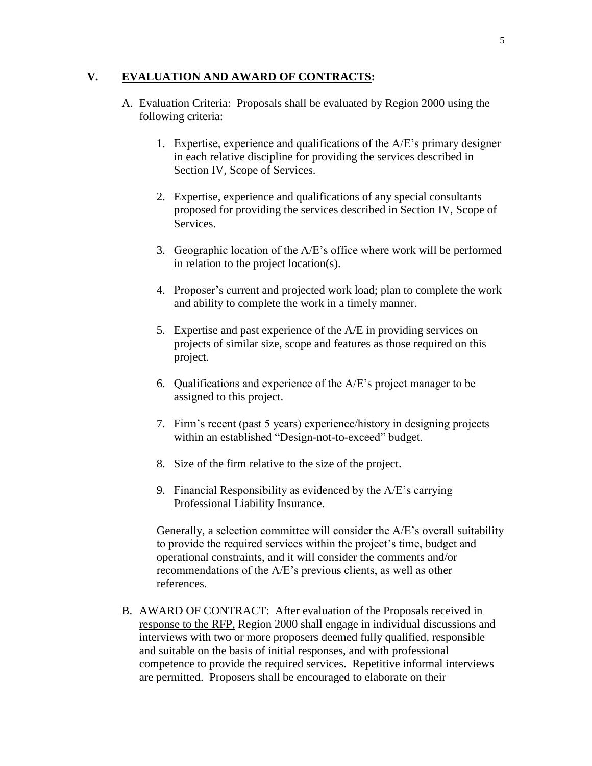## V. **EVALUATION AND AWARD OF CONTRACTS:**

A. Evaluation Criteria: Proposals shall be evaluated by Region 2000 using the following criteria:

1. Expertise, experience and qualifications of the A/E's primary designer in each relative discipline for providing the services described in Section IV, Scope of Services.

2. Expertise, experience and qualifications of any special consultants proposed for providing the services described in Section IV, Scope of Services.

3. Geographic location of the A/E's office where work will be performed in relation to the project location(s).

4. Proposer's current and projected work load; plan to complete the work and ability to complete the work in a timely manner.

5. Expertise and past experience of the A/E in providing services on projects of similar size, scope and features as those required on this project.

6. Qualifications and experience of the A/E's project manager to be assigned to this project.

7. Firm's recent (past 5 years) experience/history in designing projects within an established "Design-not-to-exceed" budget.

8. Size of the firm relative to the size of the project.

9. Financial Responsibility as evidenced by the A/E's carrying Professional Liability Insurance.

Generally, a selection committee will consider the A/E's overall suitability to provide the required services within the project's time, budget and operational constraints, and it will consider the comments and/or recommendations of the A/E's previous clients, as well as other references.

B. AWARD OF CONTRACT: After evaluation of the Proposals received in response to the RFP, Region 2000 shall engage in individual discussions and interviews with two or more proposers deemed fully qualified, responsible and suitable on the basis of initial responses, and with professional competence to provide the required services. Repetitive informal interviews are permitted. Proposers shall be encouraged to elaborate on their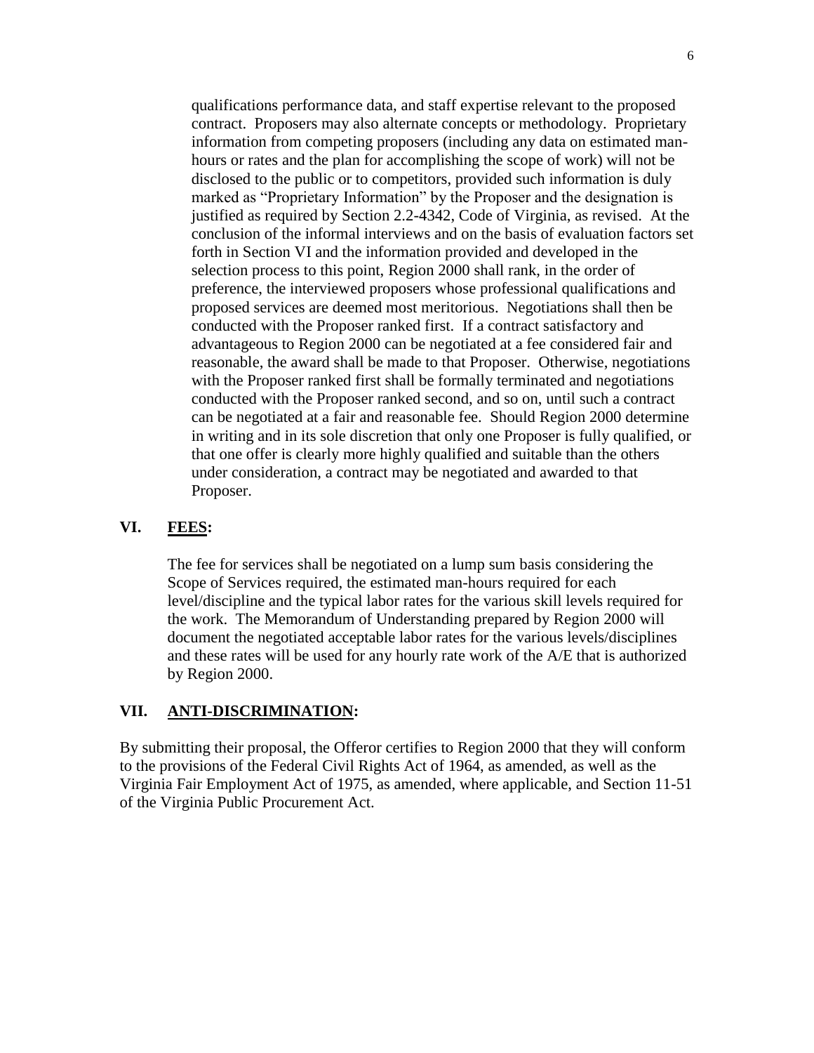qualifications performance data, and staff expertise relevant to the proposed contract. Proposers may also alternate concepts or methodology. Proprietary information from competing proposers (including any data on estimated man-hours or rates and the plan for accomplishing the scope of work) will not be disclosed to the public or to competitors, provided such information is duly marked as "Proprietary Information" by the Proposer and the designation is justified as required by Section 2.2-4342, Code of Virginia, as revised. At the conclusion of the informal interviews and on the basis of evaluation factors set forth in Section VI and the information provided and developed in the selection process to this point, Region 2000 shall rank, in the order of preference, the interviewed proposers whose professional qualifications and proposed services are deemed most meritorious. Negotiations shall then be conducted with the Proposer ranked first. If a contract satisfactory and advantageous to Region 2000 can be negotiated at a fee considered fair and reasonable, the award shall be made to that Proposer. Otherwise, negotiations with the Proposer ranked first shall be formally terminated and negotiations conducted with the Proposer ranked second, and so on, until such a contract can be negotiated at a fair and reasonable fee. Should Region 2000 determine in writing and in its sole discretion that only one Proposer is fully qualified, or that one offer is clearly more highly qualified and suitable than the others under consideration, a contract may be negotiated and awarded to that Proposer.

## VI. FEES:

The fee for services shall be negotiated on a lump sum basis considering the Scope of Services required, the estimated man-hours required for each level/discipline and the typical labor rates for the various skill levels required for the work. The Memorandum of Understanding prepared by Region 2000 will document the negotiated acceptable labor rates for the various levels/disciplines and these rates will be used for any hourly rate work of the A/E that is authorized by Region 2000.

## VII. ANTI-DISCRIMINATION:

By submitting their proposal, the Offeror certifies to Region 2000 that they will conform to the provisions of the Federal Civil Rights Act of 1964, as amended, as well as the Virginia Fair Employment Act of 1975, as amended, where applicable, and Section 11-51 of the Virginia Public Procurement Act.